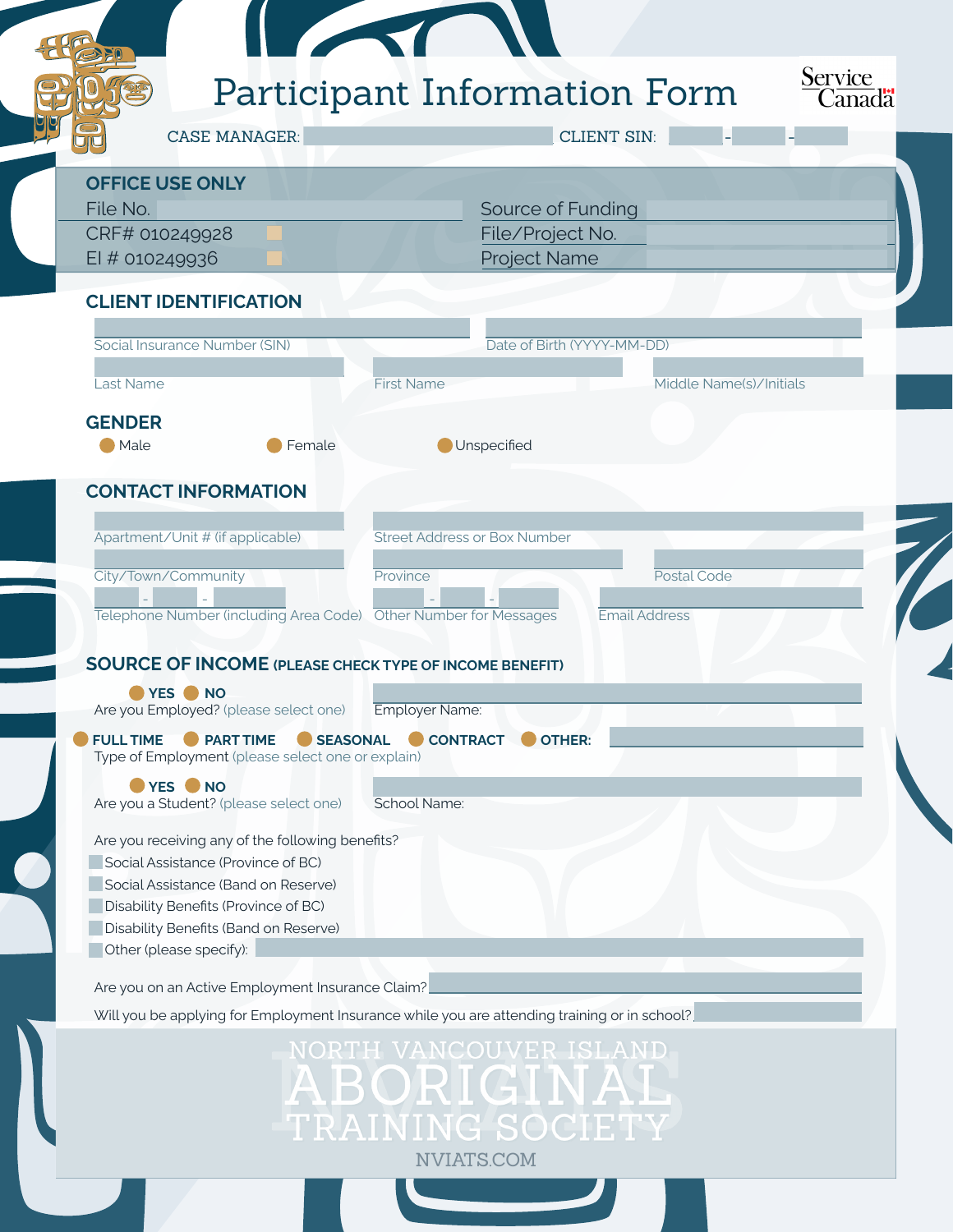# Participant Information Form

Service Canada

CASE MANAGER: ____________ CLIENT SIN: ____ - ____ - ____

## OFFICE USE ONLY

| | |
|---|---|
| File No. | Source of Funding |
| CRF# 010249928 | File/Project No. |
| EI # 010249936 | Project Name |

## CLIENT IDENTIFICATION

Social Insurance Number (SIN)

Date of Birth (YYYY-MM-DD)

Last Name

First Name

Middle Name(s)/Initials

## GENDER

Male Female Unspecified

## CONTACT INFORMATION

Apartment/Unit # (if applicable)

Street Address or Box Number

City/Town/Community

Province

Postal Code

Telephone Number (including Area Code) ____ - ____ - ____

Other Number for Messages ____ - ____ - ____

Email Address

## SOURCE OF INCOME (PLEASE CHECK TYPE OF INCOME BENEFIT)

**YES** **NO**
Are you Employed? (please select one)

Employer Name:

**FULL TIME** **PART TIME** **SEASONAL** **CONTRACT** **OTHER:**
Type of Employment (please select one or explain)

**YES** **NO**
Are you a Student? (please select one)

School Name:

Are you receiving any of the following benefits?

- Social Assistance (Province of BC)
- Social Assistance (Band on Reserve)
- Disability Benefits (Province of BC)
- Disability Benefits (Band on Reserve)
- Other (please specify):

Are you on an Active Employment Insurance Claim?

Will you be applying for Employment Insurance while you are attending training or in school?

NORTH VANCOUVER ISLAND
ABORIGINAL
TRAINING SOCIETY

NVIATS.COM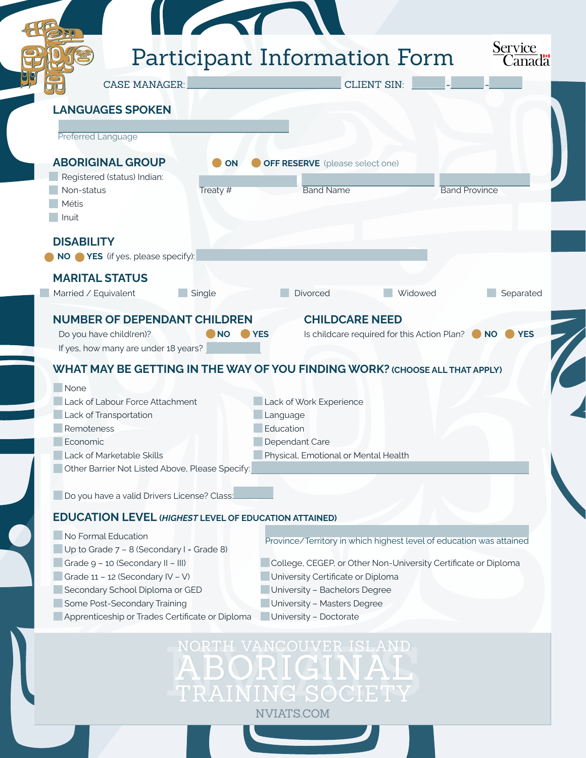# Participant Information Form

Service Canada

CASE MANAGER: ____________________ CLIENT SIN: ______ - ______ - ______

## LANGUAGES SPOKEN

____________________

Preferred Language

## ABORIGINAL GROUP

ON / OFF RESERVE (please select one)

- Registered (status) Indian: ______ Treaty # ______ Band Name ______ Band Province
- Non-status
- Métis
- Inuit

## DISABILITY

NO / YES (if yes, please specify): ____________________

## MARITAL STATUS

- Married / Equivalent
- Single
- Divorced
- Widowed
- Separated

## NUMBER OF DEPENDANT CHILDREN

Do you have child(ren)? NO / YES

If yes, how many are under 18 years? ______

## CHILDCARE NEED

Is childcare required for this Action Plan? NO / YES

## WHAT MAY BE GETTING IN THE WAY OF YOU FINDING WORK? (CHOOSE ALL THAT APPLY)

- None
- Lack of Labour Force Attachment
- Lack of Transportation
- Remoteness
- Economic
- Lack of Marketable Skills
- Lack of Work Experience
- Language
- Education
- Dependant Care
- Physical, Emotional or Mental Health
- Other Barrier Not Listed Above, Please Specify: ____________________

- Do you have a valid Drivers License? Class: ______

## EDUCATION LEVEL (*HIGHEST* LEVEL OF EDUCATION ATTAINED)

- No Formal Education
- Up to Grade 7 – 8 (Secondary I = Grade 8)
- Grade 9 – 10 (Secondary II – III)
- Grade 11 – 12 (Secondary IV – V)
- Secondary School Diploma or GED
- Some Post-Secondary Training
- Apprenticeship or Trades Certificate or Diploma

____________________

Province/Territory in which highest level of education was attained

- College, CEGEP, or Other Non-University Certificate or Diploma
- University Certificate or Diploma
- University – Bachelors Degree
- University – Masters Degree
- University – Doctorate

NORTH VANCOUVER ISLAND ABORIGINAL TRAINING SOCIETY

NVIATS.COM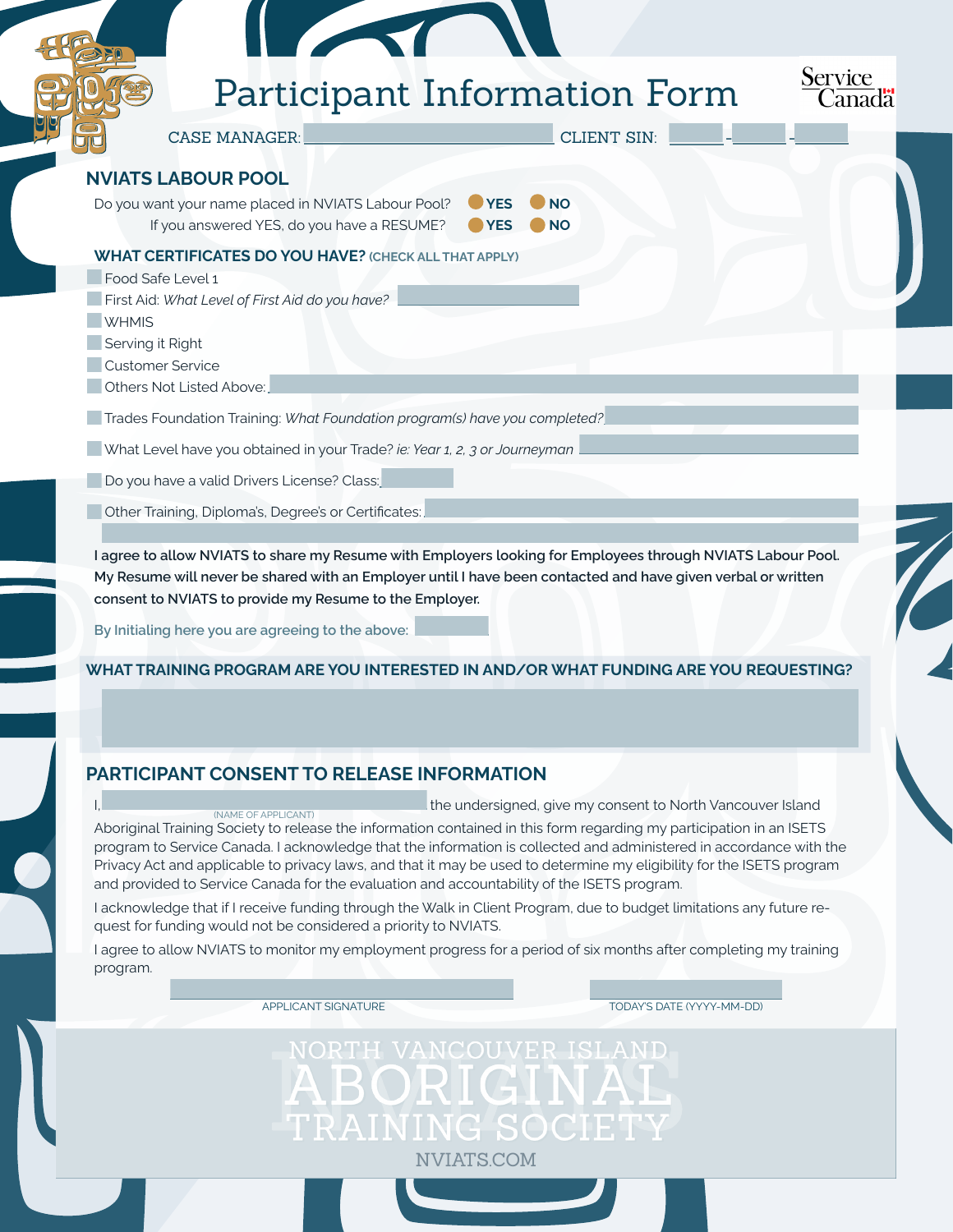# Participant Information Form

Service Canada

CASE MANAGER: ______________________ CLIENT SIN: _____ - _____ - _____

## NVIATS LABOUR POOL

Do you want your name placed in NVIATS Labour Pool? YES NO

If you answered YES, do you have a RESUME? YES NO

### WHAT CERTIFICATES DO YOU HAVE? (CHECK ALL THAT APPLY)

- Food Safe Level 1
- First Aid: *What Level of First Aid do you have?* ______________
- WHMIS
- Serving it Right
- Customer Service
- Others Not Listed Above: ______________
- Trades Foundation Training: *What Foundation program(s) have you completed?* ______________
- What Level have you obtained in your Trade? *ie: Year 1, 2, 3 or Journeyman* ______________
- Do you have a valid Drivers License? Class: ______________
- Other Training, Diploma's, Degree's or Certificates: ______________

**I agree to allow NVIATS to share my Resume with Employers looking for Employees through NVIATS Labour Pool. My Resume will never be shared with an Employer until I have been contacted and have given verbal or written consent to NVIATS to provide my Resume to the Employer.**

By Initialing here you are agreeing to the above: ______________

### WHAT TRAINING PROGRAM ARE YOU INTERESTED IN AND/OR WHAT FUNDING ARE YOU REQUESTING?

______________

## PARTICIPANT CONSENT TO RELEASE INFORMATION

I, ______________ (NAME OF APPLICANT) the undersigned, give my consent to North Vancouver Island Aboriginal Training Society to release the information contained in this form regarding my participation in an ISETS program to Service Canada. I acknowledge that the information is collected and administered in accordance with the Privacy Act and applicable to privacy laws, and that it may be used to determine my eligibility for the ISETS program and provided to Service Canada for the evaluation and accountability of the ISETS program.

I acknowledge that if I receive funding through the Walk in Client Program, due to budget limitations any future request for funding would not be considered a priority to NVIATS.

I agree to allow NVIATS to monitor my employment progress for a period of six months after completing my training program.

______________ APPLICANT SIGNATURE

______________ TODAY'S DATE (YYYY-MM-DD)

NORTH VANCOUVER ISLAND ABORIGINAL TRAINING SOCIETY

NVIATS.COM